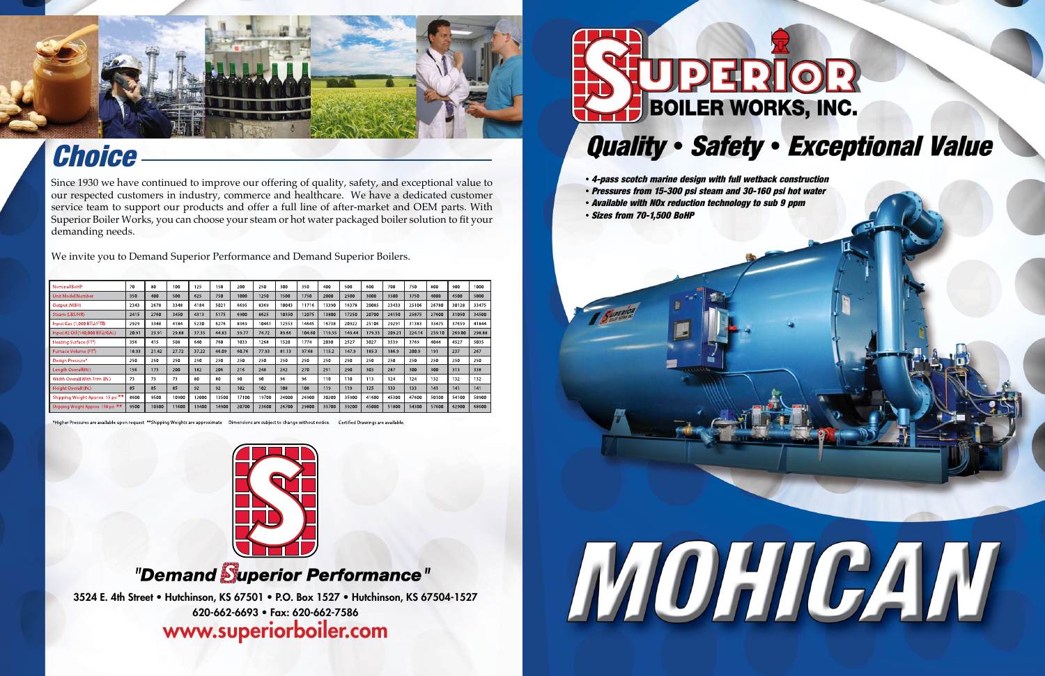# Choice

Since 1930 we have continued to improve our offering of quality, safety, and exceptional value to our respected customers in industry, commerce and healthcare. We have a dedicated customer service team to support our products and offer a full line of after-market and OEM parts. With Superior Boiler Works, you can choose your steam or hot water packaged boiler solution to fit your demanding needs.

We invite you to Demand Superior Performance and Demand Superior Boilers.

| Nominal BoHP | 70 | 80 | 100 | 125 | 150 | 200 | 250 | 300 | 350 | 400 | 500 | 600 | 700 | 750 | 800 | 900 | 1000 |
|---|---|---|---|---|---|---|---|---|---|---|---|---|---|---|---|---|---|
| Unit Model Number | 350 | 400 | 500 | 625 | 750 | 1000 | 1250 | 1500 | 1750 | 2000 | 2500 | 3000 | 3500 | 3750 | 4000 | 4500 | 5000 |
| Output (MBH) | 2343 | 2678 | 3348 | 4184 | 5021 | 6695 | 8369 | 10043 | 11716 | 13390 | 16378 | 20085 | 23433 | 25106 | 26780 | 30128 | 33475 |
| Steam (LBS/HR) | 2415 | 2760 | 3450 | 4313 | 5175 | 6900 | 8625 | 10350 | 12075 | 13800 | 17250 | 20700 | 24150 | 25875 | 27600 | 31050 | 34500 |
| Input Gas (1,000 BTU/FT3) | 2929 | 3348 | 4184 | 5230 | 6276 | 8369 | 10461 | 12553 | 14645 | 16738 | 20922 | 25106 | 29291 | 31383 | 33475 | 37659 | 41844 |
| Input #2 Oil (140,000 BTU/GAL) | 20.91 | 23.91 | 29.88 | 37.35 | 44.83 | 59.77 | 74.72 | 89.66 | 104.60 | 119.55 | 149.44 | 179.33 | 209.21 | 224.16 | 239.10 | 269.00 | 298.88 |
| Heating Surface (FT$^2$) | 356 | 415 | 508 | 640 | 760 | 1033 | 1268 | 1520 | 1774 | 2030 | 2527 | 3027 | 3539 | 3769 | 4044 | 4527 | 5035 |
| Furnace Volume (FT$^3$) | 18.93 | 21.42 | 27.72 | 37.22 | 46.09 | 60.76 | 77.93 | 81.13 | 97.68 | 115.2 | 147.9 | 185.3 | 186.9 | 200.9 | 191 | 237 | 267 |
| Design Pressure* | 250 | 250 | 250 | 250 | 250 | 250 | 250 | 250 | 250 | 250 | 250 | 250 | 250 | 250 | 250 | 250 | 250 |
| Length Overall (IN.) | 156 | 173 | 200 | 182 | 206 | 216 | 248 | 242 | 270 | 251 | 290 | 303 | 287 | 300 | 300 | 313 | 338 |
| Width Overall With Trim (IN.) | 73 | 73 | 73 | 80 | 80 | 90 | 90 | 96 | 96 | 110 | 110 | 113 | 124 | 124 | 132 | 132 | 132 |
| Height Overall (IN.) | 85 | 85 | 85 | 92 | 92 | 102 | 102 | 108 | 108 | 119 | 119 | 125 | 133 | 133 | 141 | 141 | 141 |
| Shipping Weight Approx. 15 psi ** | 8600 | 9500 | 10900 | 12000 | 13500 | 17100 | 19700 | 24000 | 26900 | 30200 | 35900 | 41600 | 45300 | 47600 | 50100 | 54100 | 58900 |
| Shipping Weight Approx. 150 psi ** | 9500 | 10300 | 11600 | 13400 | 14900 | 20700 | 23600 | 26700 | 29800 | 33700 | 39200 | 45000 | 51800 | 54300 | 57600 | 62900 | 68600 |

*Higher Pressures are available upon request **Shipping Weights are approximate Dimensions are subject to change without notice. Certified Drawings are available.

*"Demand Superior Performance"*

**3524 E. 4th Street • Hutchinson, KS 67501 • P.O. Box 1527 • Hutchinson, KS 67504-1527**

**620-662-6693 • Fax: 620-662-7586**

**www.superiorboiler.com**

# SUPERIOR BOILER WORKS, INC.

## *Quality • Safety • Exceptional Value*

- ***4-pass scotch marine design with full wetback construction***
- ***Pressures from 15-300 psi steam and 30-160 psi hot water***
- ***Available with NOx reduction technology to sub 9 ppm***
- ***Sizes from 70-1,500 BoHP***

# MOHICAN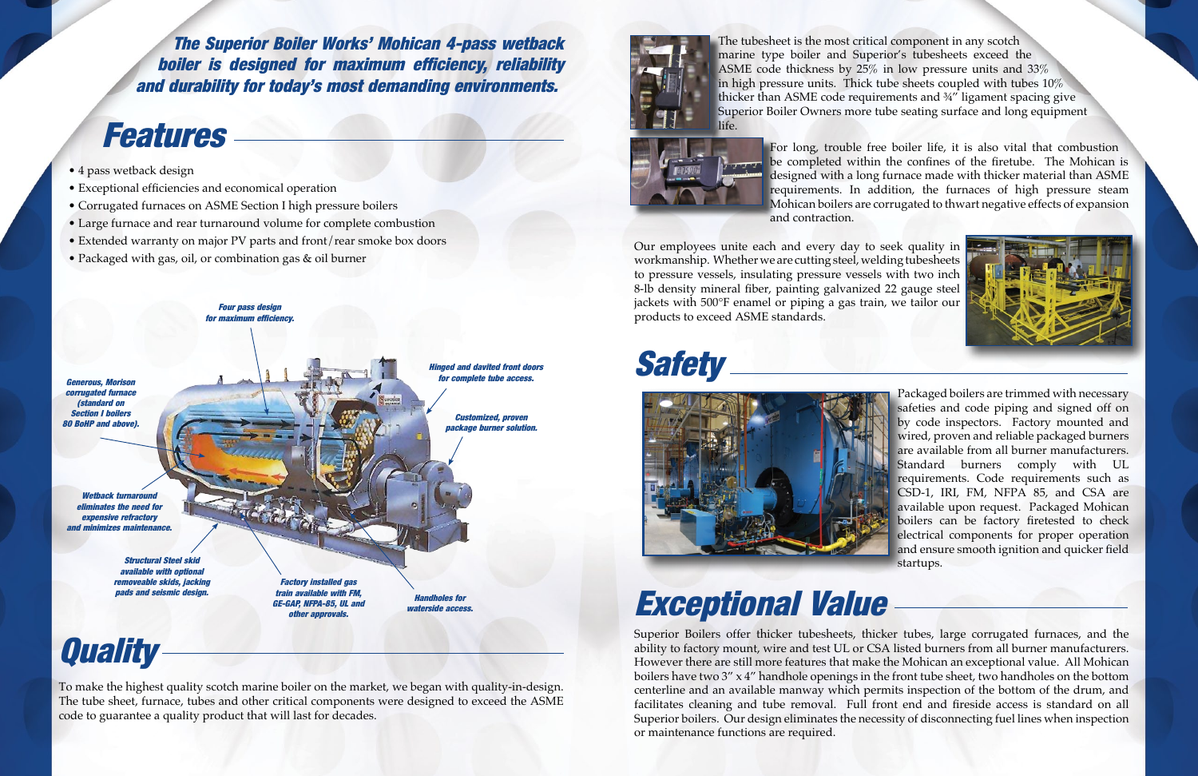*The Superior Boiler Works' Mohican 4-pass wetback boiler is designed for maximum efficiency, reliability and durability for today's most demanding environments.*

# Features

- 4 pass wetback design
- Exceptional efficiencies and economical operation
- Corrugated furnaces on ASME Section I high pressure boilers
- Large furnace and rear turnaround volume for complete combustion
- Extended warranty on major PV parts and front/rear smoke box doors
- Packaged with gas, oil, or combination gas & oil burner

*Four pass design for maximum efficiency.*

*Hinged and davited front doors for complete tube access.*

*Generous, Morison corrugated furnace (standard on Section I boilers 80 BoHP and above).*

*Customized, proven package burner solution.*

*Wetback turnaround eliminates the need for expensive refractory and minimizes maintenance.*

*Structural Steel skid available with optional removeable skids, jacking pads and seismic design.*

*Factory installed gas train available with FM, GE-GAP, NFPA-85, UL and other approvals.*

*Handholes for waterside access.*

# Quality

To make the highest quality scotch marine boiler on the market, we began with quality-in-design. The tube sheet, furnace, tubes and other critical components were designed to exceed the ASME code to guarantee a quality product that will last for decades.

The tubesheet is the most critical component in any scotch marine type boiler and Superior's tubesheets exceed the ASME code thickness by 25% in low pressure units and 33% in high pressure units. Thick tube sheets coupled with tubes 10% thicker than ASME code requirements and ¾" ligament spacing give Superior Boiler Owners more tube seating surface and long equipment life.

For long, trouble free boiler life, it is also vital that combustion be completed within the confines of the firetube. The Mohican is designed with a long furnace made with thicker material than ASME requirements. In addition, the furnaces of high pressure steam Mohican boilers are corrugated to thwart negative effects of expansion and contraction.

Our employees unite each and every day to seek quality in workmanship. Whether we are cutting steel, welding tubesheets to pressure vessels, insulating pressure vessels with two inch 8-lb density mineral fiber, painting galvanized 22 gauge steel jackets with 500°F enamel or piping a gas train, we tailor our products to exceed ASME standards.

# Safety

Packaged boilers are trimmed with necessary safeties and code piping and signed off on by code inspectors. Factory mounted and wired, proven and reliable packaged burners are available from all burner manufacturers. Standard burners comply with UL requirements. Code requirements such as CSD-1, IRI, FM, NFPA 85, and CSA are available upon request. Packaged Mohican boilers can be factory firetested to check electrical components for proper operation and ensure smooth ignition and quicker field startups.

# Exceptional Value

Superior Boilers offer thicker tubesheets, thicker tubes, large corrugated furnaces, and the ability to factory mount, wire and test UL or CSA listed burners from all burner manufacturers. However there are still more features that make the Mohican an exceptional value. All Mohican boilers have two 3" x 4" handhole openings in the front tube sheet, two handholes on the bottom centerline and an available manway which permits inspection of the bottom of the drum, and facilitates cleaning and tube removal. Full front end and fireside access is standard on all Superior boilers. Our design eliminates the necessity of disconnecting fuel lines when inspection or maintenance functions are required.